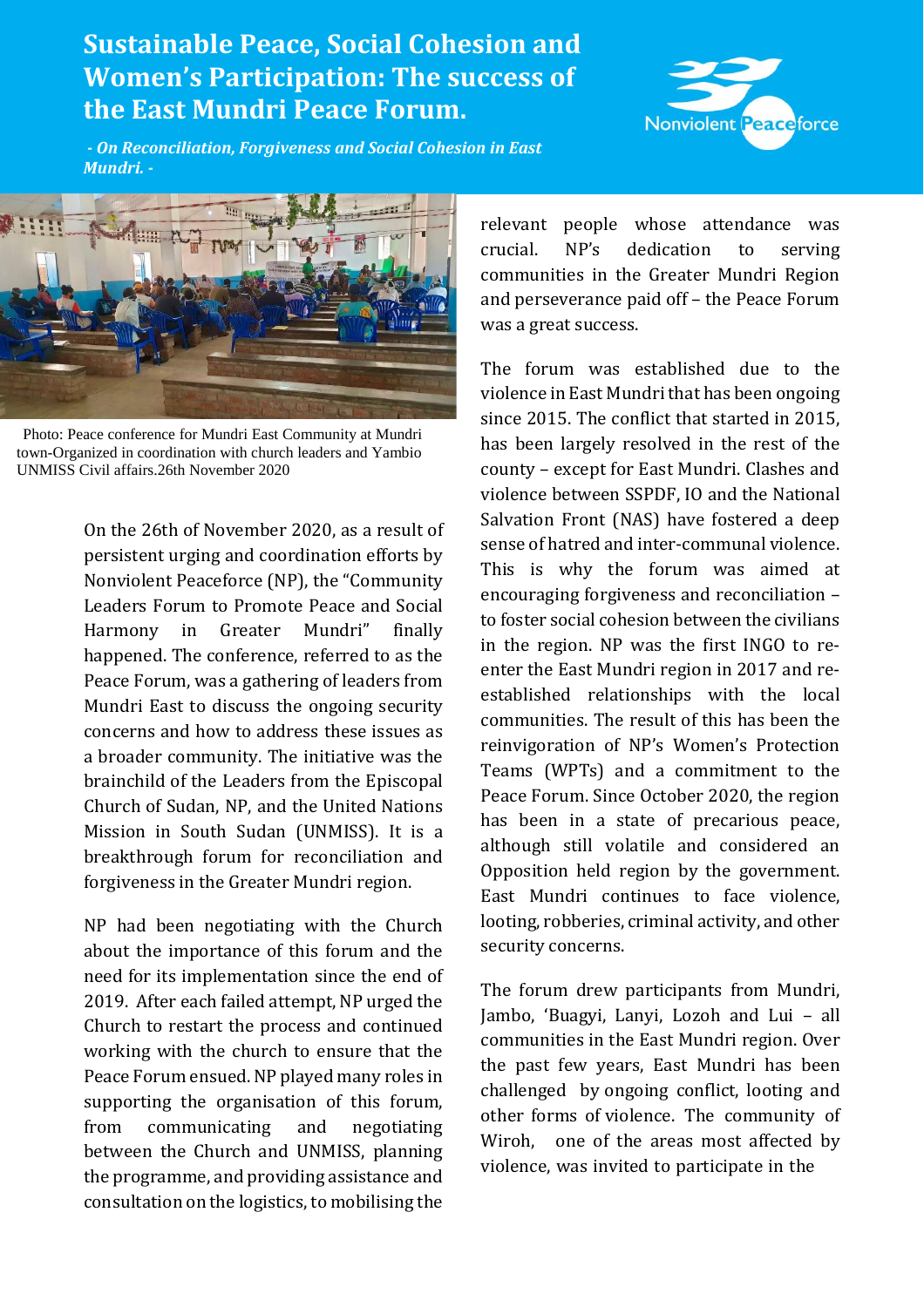# Sustainable Peace, Social Cohesion and Women's Participation: The success of the East Mundri Peace Forum.

*- On Reconciliation, Forgiveness and Social Cohesion in East Mundri. -*

Photo: Peace conference for Mundri East Community at Mundri town-Organized in coordination with church leaders and Yambio UNMISS Civil affairs.26th November 2020

On the 26th of November 2020, as a result of persistent urging and coordination efforts by Nonviolent Peaceforce (NP), the "Community Leaders Forum to Promote Peace and Social Harmony in Greater Mundri" finally happened. The conference, referred to as the Peace Forum, was a gathering of leaders from Mundri East to discuss the ongoing security concerns and how to address these issues as a broader community. The initiative was the brainchild of the Leaders from the Episcopal Church of Sudan, NP, and the United Nations Mission in South Sudan (UNMISS). It is a breakthrough forum for reconciliation and forgiveness in the Greater Mundri region.

NP had been negotiating with the Church about the importance of this forum and the need for its implementation since the end of 2019. After each failed attempt, NP urged the Church to restart the process and continued working with the church to ensure that the Peace Forum ensued. NP played many roles in supporting the organisation of this forum, from communicating and negotiating between the Church and UNMISS, planning the programme, and providing assistance and consultation on the logistics, to mobilising the relevant people whose attendance was crucial. NP's dedication to serving communities in the Greater Mundri Region and perseverance paid off – the Peace Forum was a great success.

The forum was established due to the violence in East Mundri that has been ongoing since 2015. The conflict that started in 2015, has been largely resolved in the rest of the county – except for East Mundri. Clashes and violence between SSPDF, IO and the National Salvation Front (NAS) have fostered a deep sense of hatred and inter-communal violence. This is why the forum was aimed at encouraging forgiveness and reconciliation – to foster social cohesion between the civilians in the region. NP was the first INGO to re-enter the East Mundri region in 2017 and re-established relationships with the local communities. The result of this has been the reinvigoration of NP's Women's Protection Teams (WPTs) and a commitment to the Peace Forum. Since October 2020, the region has been in a state of precarious peace, although still volatile and considered an Opposition held region by the government. East Mundri continues to face violence, looting, robberies, criminal activity, and other security concerns.

The forum drew participants from Mundri, Jambo, 'Buagyi, Lanyi, Lozoh and Lui – all communities in the East Mundri region. Over the past few years, East Mundri has been challenged by ongoing conflict, looting and other forms of violence. The community of Wiroh, one of the areas most affected by violence, was invited to participate in the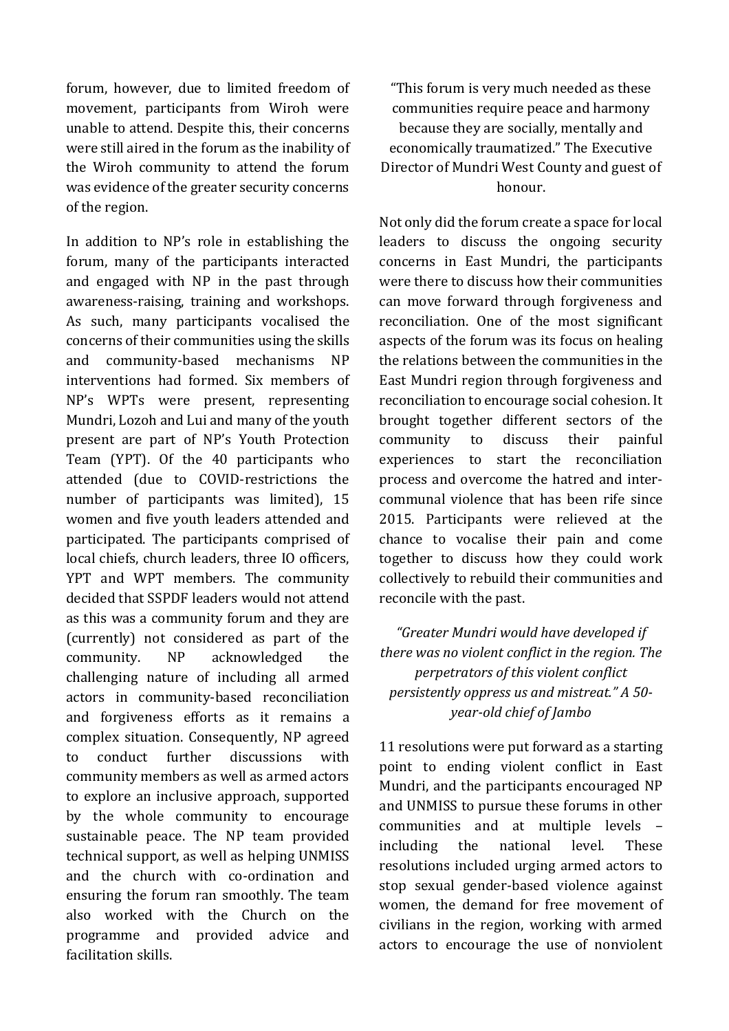forum, however, due to limited freedom of movement, participants from Wiroh were unable to attend. Despite this, their concerns were still aired in the forum as the inability of the Wiroh community to attend the forum was evidence of the greater security concerns of the region.

In addition to NP's role in establishing the forum, many of the participants interacted and engaged with NP in the past through awareness-raising, training and workshops. As such, many participants vocalised the concerns of their communities using the skills and community-based mechanisms NP interventions had formed. Six members of NP's WPTs were present, representing Mundri, Lozoh and Lui and many of the youth present are part of NP's Youth Protection Team (YPT). Of the 40 participants who attended (due to COVID-restrictions the number of participants was limited), 15 women and five youth leaders attended and participated. The participants comprised of local chiefs, church leaders, three IO officers, YPT and WPT members. The community decided that SSPDF leaders would not attend as this was a community forum and they are (currently) not considered as part of the community. NP acknowledged the challenging nature of including all armed actors in community-based reconciliation and forgiveness efforts as it remains a complex situation. Consequently, NP agreed to conduct further discussions with community members as well as armed actors to explore an inclusive approach, supported by the whole community to encourage sustainable peace. The NP team provided technical support, as well as helping UNMISS and the church with co-ordination and ensuring the forum ran smoothly. The team also worked with the Church on the programme and provided advice and facilitation skills.

"This forum is very much needed as these communities require peace and harmony because they are socially, mentally and economically traumatized." The Executive Director of Mundri West County and guest of honour.

Not only did the forum create a space for local leaders to discuss the ongoing security concerns in East Mundri, the participants were there to discuss how their communities can move forward through forgiveness and reconciliation. One of the most significant aspects of the forum was its focus on healing the relations between the communities in the East Mundri region through forgiveness and reconciliation to encourage social cohesion. It brought together different sectors of the community to discuss their painful experiences to start the reconciliation process and overcome the hatred and inter-communal violence that has been rife since 2015. Participants were relieved at the chance to vocalise their pain and come together to discuss how they could work collectively to rebuild their communities and reconcile with the past.

*"Greater Mundri would have developed if there was no violent conflict in the region. The perpetrators of this violent conflict persistently oppress us and mistreat." A 50-year-old chief of Jambo*

11 resolutions were put forward as a starting point to ending violent conflict in East Mundri, and the participants encouraged NP and UNMISS to pursue these forums in other communities and at multiple levels – including the national level. These resolutions included urging armed actors to stop sexual gender-based violence against women, the demand for free movement of civilians in the region, working with armed actors to encourage the use of nonviolent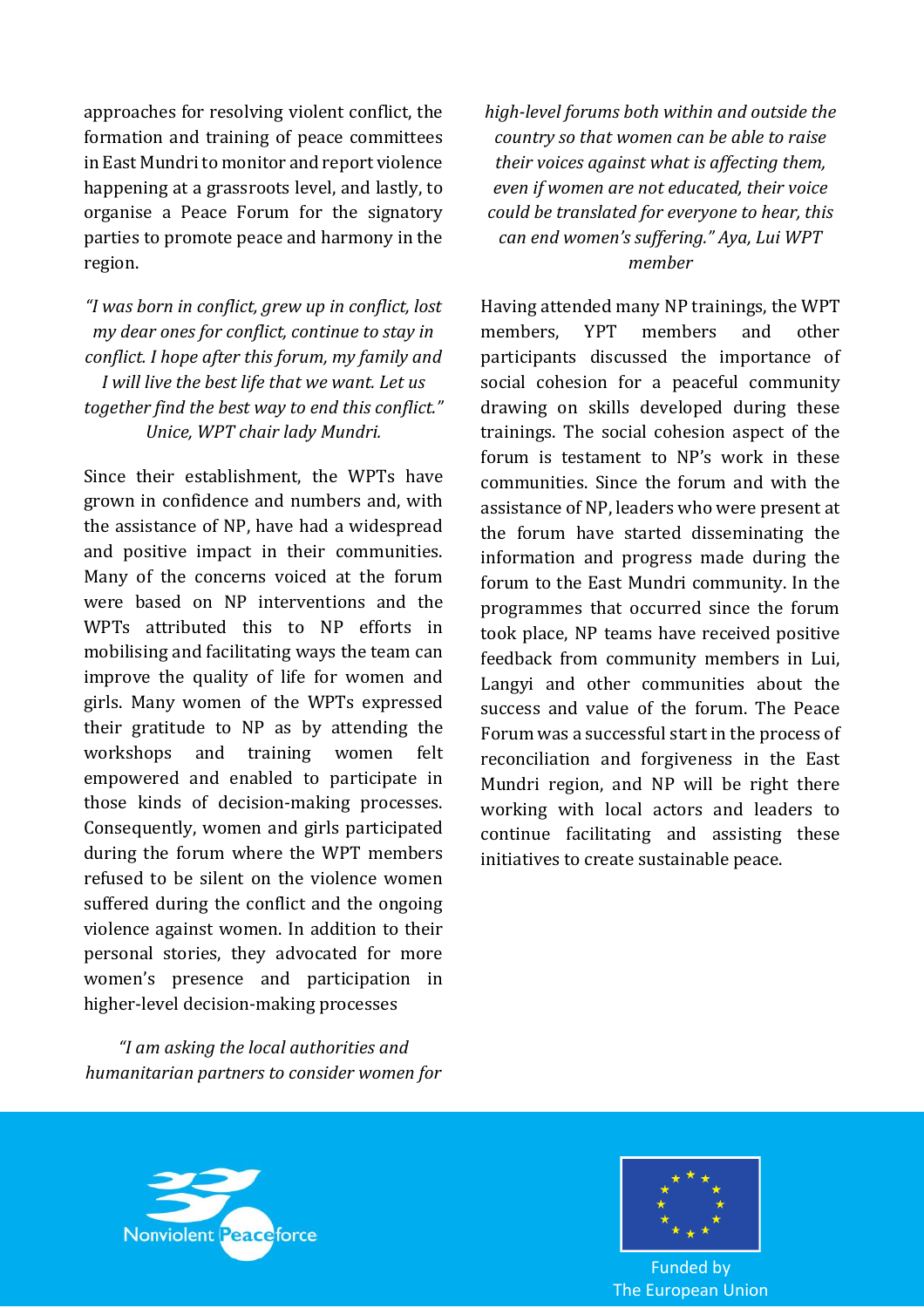approaches for resolving violent conflict, the formation and training of peace committees in East Mundri to monitor and report violence happening at a grassroots level, and lastly, to organise a Peace Forum for the signatory parties to promote peace and harmony in the region.

*"I was born in conflict, grew up in conflict, lost my dear ones for conflict, continue to stay in conflict. I hope after this forum, my family and I will live the best life that we want. Let us together find the best way to end this conflict." Unice, WPT chair lady Mundri.*

Since their establishment, the WPTs have grown in confidence and numbers and, with the assistance of NP, have had a widespread and positive impact in their communities. Many of the concerns voiced at the forum were based on NP interventions and the WPTs attributed this to NP efforts in mobilising and facilitating ways the team can improve the quality of life for women and girls. Many women of the WPTs expressed their gratitude to NP as by attending the workshops and training women felt empowered and enabled to participate in those kinds of decision-making processes. Consequently, women and girls participated during the forum where the WPT members refused to be silent on the violence women suffered during the conflict and the ongoing violence against women. In addition to their personal stories, they advocated for more women's presence and participation in higher-level decision-making processes

*"I am asking the local authorities and humanitarian partners to consider women for high-level forums both within and outside the country so that women can be able to raise their voices against what is affecting them, even if women are not educated, their voice could be translated for everyone to hear, this can end women's suffering." Aya, Lui WPT member*

Having attended many NP trainings, the WPT members, YPT members and other participants discussed the importance of social cohesion for a peaceful community drawing on skills developed during these trainings. The social cohesion aspect of the forum is testament to NP's work in these communities. Since the forum and with the assistance of NP, leaders who were present at the forum have started disseminating the information and progress made during the forum to the East Mundri community. In the programmes that occurred since the forum took place, NP teams have received positive feedback from community members in Lui, Langyi and other communities about the success and value of the forum. The Peace Forum was a successful start in the process of reconciliation and forgiveness in the East Mundri region, and NP will be right there working with local actors and leaders to continue facilitating and assisting these initiatives to create sustainable peace.

Nonviolent Peaceforce

Funded by The European Union